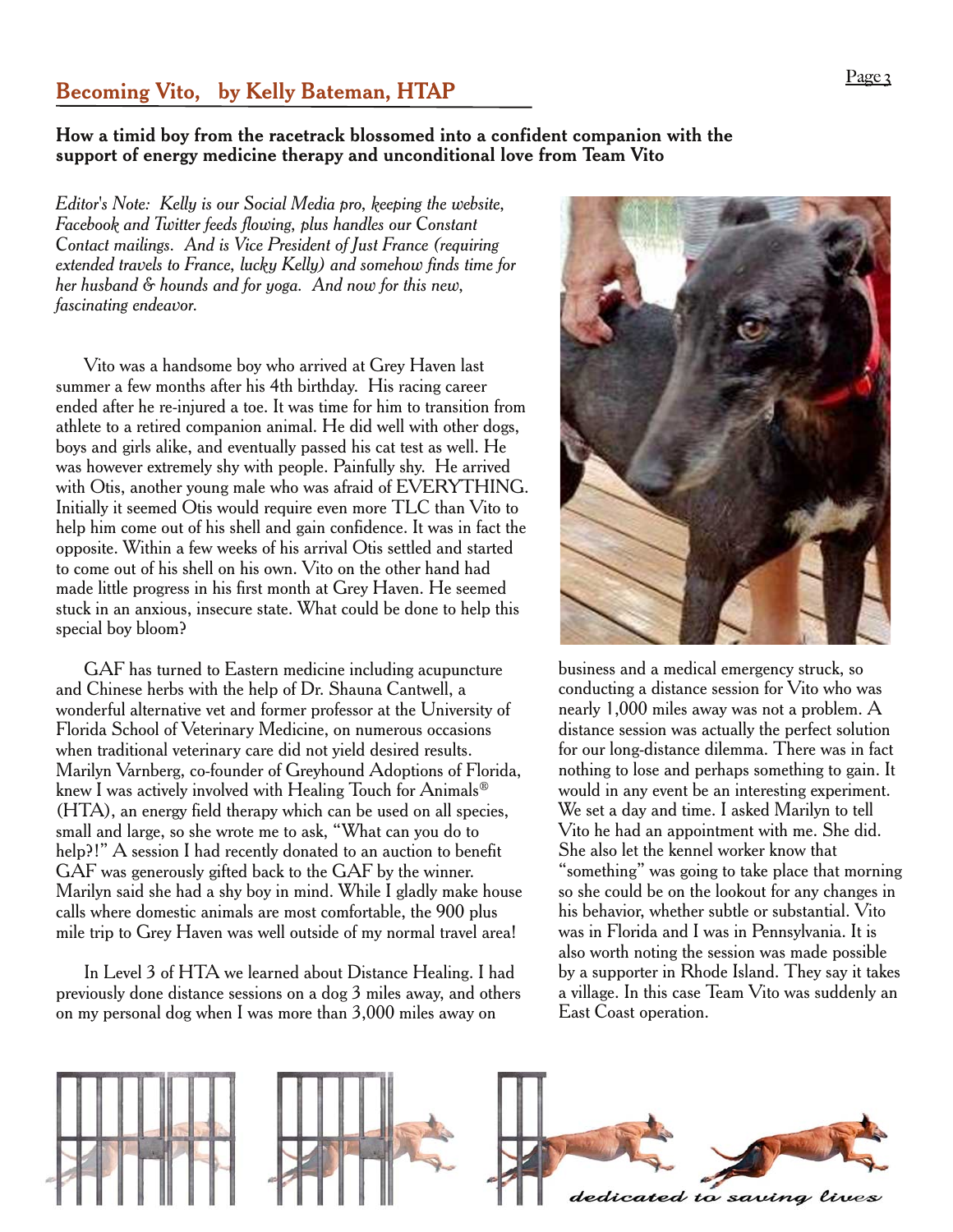## Becoming Vito, by Kelly Bateman, HTAP

**How a timid boy from the racetrack blossomed into a confident companion with the support of energy medicine therapy and unconditional love from Team Vito**

*Editor's Note: Kelly is our Social Media pro, keeping the website, Facebook and Twitter feeds flowing, plus handles our Constant Contact mailings. And is Vice President of Just France (requiring extended travels to France, lucky Kelly) and somehow finds time for her husband & hounds and for yoga. And now for this new, fascinating endeavor.*

Vito was a handsome boy who arrived at Grey Haven last summer a few months after his 4th birthday. His racing career ended after he re-injured a toe. It was time for him to transition from athlete to a retired companion animal. He did well with other dogs, boys and girls alike, and eventually passed his cat test as well. He was however extremely shy with people. Painfully shy. He arrived with Otis, another young male who was afraid of EVERYTHING. Initially it seemed Otis would require even more TLC than Vito to help him come out of his shell and gain confidence. It was in fact the opposite. Within a few weeks of his arrival Otis settled and started to come out of his shell on his own. Vito on the other hand had made little progress in his first month at Grey Haven. He seemed stuck in an anxious, insecure state. What could be done to help this special boy bloom?

GAF has turned to Eastern medicine including acupuncture and Chinese herbs with the help of Dr. Shauna Cantwell, a wonderful alternative vet and former professor at the University of Florida School of Veterinary Medicine, on numerous occasions when traditional veterinary care did not yield desired results. Marilyn Varnberg, co-founder of Greyhound Adoptions of Florida, knew I was actively involved with Healing Touch for Animals® (HTA), an energy field therapy which can be used on all species, small and large, so she wrote me to ask, "What can you do to help?!" A session I had recently donated to an auction to benefit GAF was generously gifted back to the GAF by the winner. Marilyn said she had a shy boy in mind. While I gladly make house calls where domestic animals are most comfortable, the 900 plus mile trip to Grey Haven was well outside of my normal travel area!

In Level 3 of HTA we learned about Distance Healing. I had previously done distance sessions on a dog 3 miles away, and others on my personal dog when I was more than 3,000 miles away on business and a medical emergency struck, so conducting a distance session for Vito who was nearly 1,000 miles away was not a problem. A distance session was actually the perfect solution for our long-distance dilemma. There was in fact nothing to lose and perhaps something to gain. It would in any event be an interesting experiment. We set a day and time. I asked Marilyn to tell Vito he had an appointment with me. She did. She also let the kennel worker know that "something" was going to take place that morning so she could be on the lookout for any changes in his behavior, whether subtle or substantial. Vito was in Florida and I was in Pennsylvania. It is also worth noting the session was made possible by a supporter in Rhode Island. They say it takes a village. In this case Team Vito was suddenly an East Coast operation.

*dedicated to saving lives*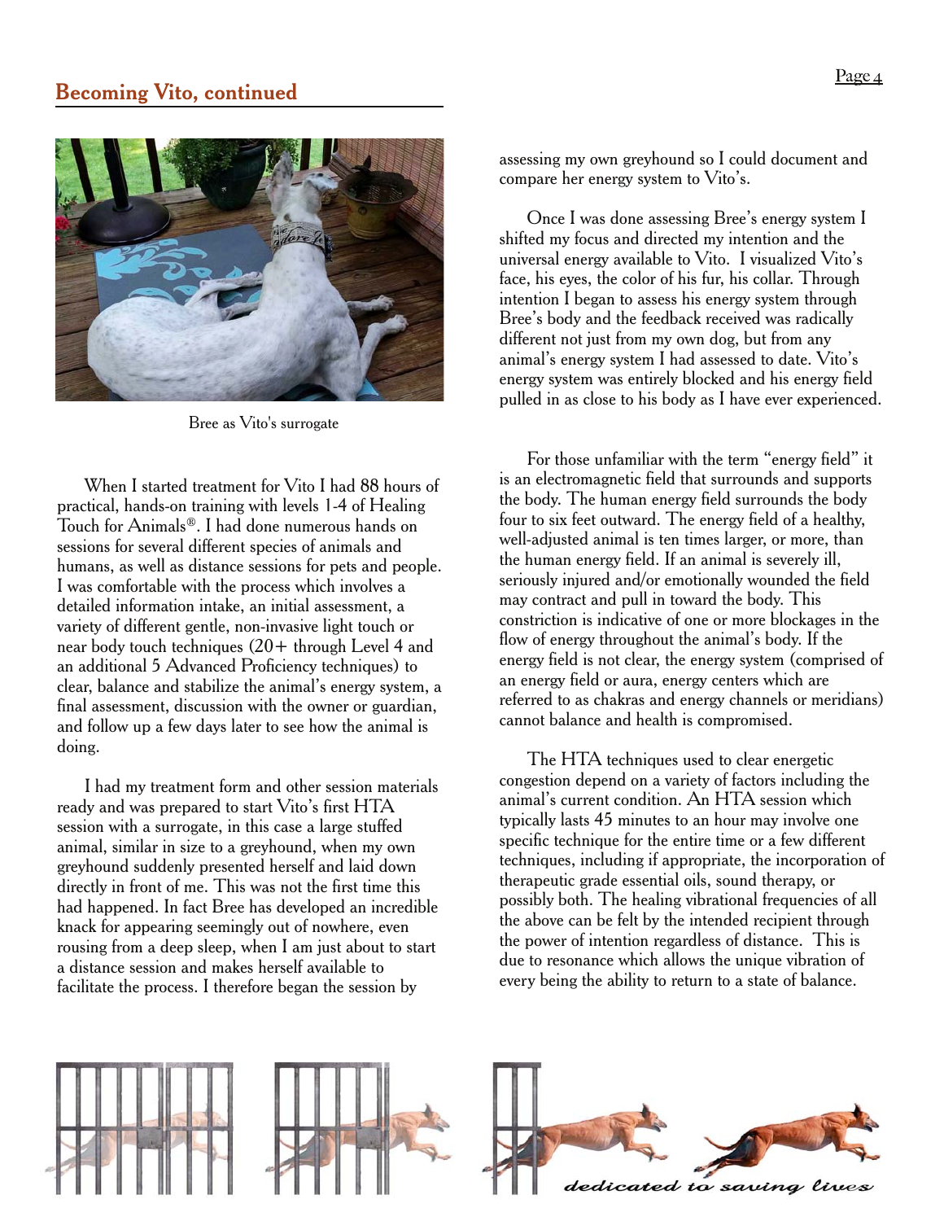## Becoming Vito, continued

Bree as Vito's surrogate

When I started treatment for Vito I had 88 hours of practical, hands-on training with levels 1-4 of Healing Touch for Animals®. I had done numerous hands on sessions for several different species of animals and humans, as well as distance sessions for pets and people. I was comfortable with the process which involves a detailed information intake, an initial assessment, a variety of different gentle, non-invasive light touch or near body touch techniques (20+ through Level 4 and an additional 5 Advanced Proficiency techniques) to clear, balance and stabilize the animal's energy system, a final assessment, discussion with the owner or guardian, and follow up a few days later to see how the animal is doing.

I had my treatment form and other session materials ready and was prepared to start Vito's first HTA session with a surrogate, in this case a large stuffed animal, similar in size to a greyhound, when my own greyhound suddenly presented herself and laid down directly in front of me. This was not the first time this had happened. In fact Bree has developed an incredible knack for appearing seemingly out of nowhere, even rousing from a deep sleep, when I am just about to start a distance session and makes herself available to facilitate the process. I therefore began the session by assessing my own greyhound so I could document and compare her energy system to Vito's.

Once I was done assessing Bree's energy system I shifted my focus and directed my intention and the universal energy available to Vito. I visualized Vito's face, his eyes, the color of his fur, his collar. Through intention I began to assess his energy system through Bree's body and the feedback received was radically different not just from my own dog, but from any animal's energy system I had assessed to date. Vito's energy system was entirely blocked and his energy field pulled in as close to his body as I have ever experienced.

For those unfamiliar with the term "energy field" it is an electromagnetic field that surrounds and supports the body. The human energy field surrounds the body four to six feet outward. The energy field of a healthy, well-adjusted animal is ten times larger, or more, than the human energy field. If an animal is severely ill, seriously injured and/or emotionally wounded the field may contract and pull in toward the body. This constriction is indicative of one or more blockages in the flow of energy throughout the animal's body. If the energy field is not clear, the energy system (comprised of an energy field or aura, energy centers which are referred to as chakras and energy channels or meridians) cannot balance and health is compromised.

The HTA techniques used to clear energetic congestion depend on a variety of factors including the animal's current condition. An HTA session which typically lasts 45 minutes to an hour may involve one specific technique for the entire time or a few different techniques, including if appropriate, the incorporation of therapeutic grade essential oils, sound therapy, or possibly both. The healing vibrational frequencies of all the above can be felt by the intended recipient through the power of intention regardless of distance. This is due to resonance which allows the unique vibration of every being the ability to return to a state of balance.

*dedicated to saving lives*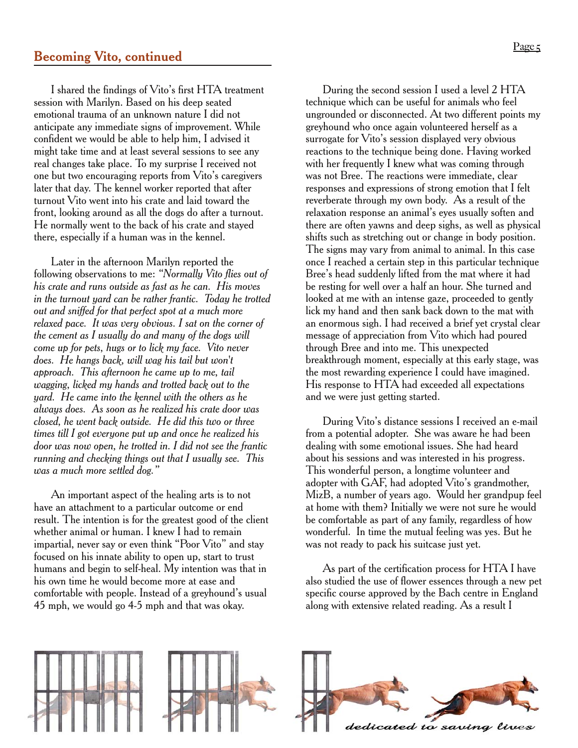## Becoming Vito, continued

I shared the findings of Vito's first HTA treatment session with Marilyn. Based on his deep seated emotional trauma of an unknown nature I did not anticipate any immediate signs of improvement. While confident we would be able to help him, I advised it might take time and at least several sessions to see any real changes take place. To my surprise I received not one but two encouraging reports from Vito's caregivers later that day. The kennel worker reported that after turnout Vito went into his crate and laid toward the front, looking around as all the dogs do after a turnout. He normally went to the back of his crate and stayed there, especially if a human was in the kennel.

Later in the afternoon Marilyn reported the following observations to me: *"Normally Vito flies out of his crate and runs outside as fast as he can. His moves in the turnout yard can be rather frantic. Today he trotted out and sniffed for that perfect spot at a much more relaxed pace. It was very obvious. I sat on the corner of the cement as I usually do and many of the dogs will come up for pets, hugs or to lick my face. Vito never does. He hangs back, will wag his tail but won't approach. This afternoon he came up to me, tail wagging, licked my hands and trotted back out to the yard. He came into the kennel with the others as he always does. As soon as he realized his crate door was closed, he went back outside. He did this two or three times till I got everyone put up and once he realized his door was now open, he trotted in. I did not see the frantic running and checking things out that I usually see. This was a much more settled dog."*

An important aspect of the healing arts is to not have an attachment to a particular outcome or end result. The intention is for the greatest good of the client whether animal or human. I knew I had to remain impartial, never say or even think "Poor Vito" and stay focused on his innate ability to open up, start to trust humans and begin to self-heal. My intention was that in his own time he would become more at ease and comfortable with people. Instead of a greyhound's usual 45 mph, we would go 4-5 mph and that was okay.

During the second session I used a level 2 HTA technique which can be useful for animals who feel ungrounded or disconnected. At two different points my greyhound who once again volunteered herself as a surrogate for Vito's session displayed very obvious reactions to the technique being done. Having worked with her frequently I knew what was coming through was not Bree. The reactions were immediate, clear responses and expressions of strong emotion that I felt reverberate through my own body. As a result of the relaxation response an animal's eyes usually soften and there are often yawns and deep sighs, as well as physical shifts such as stretching out or change in body position. The signs may vary from animal to animal. In this case once I reached a certain step in this particular technique Bree's head suddenly lifted from the mat where it had be resting for well over a half an hour. She turned and looked at me with an intense gaze, proceeded to gently lick my hand and then sank back down to the mat with an enormous sigh. I had received a brief yet crystal clear message of appreciation from Vito which had poured through Bree and into me. This unexpected breakthrough moment, especially at this early stage, was the most rewarding experience I could have imagined. His response to HTA had exceeded all expectations and we were just getting started.

During Vito's distance sessions I received an e-mail from a potential adopter. She was aware he had been dealing with some emotional issues. She had heard about his sessions and was interested in his progress. This wonderful person, a longtime volunteer and adopter with GAF, had adopted Vito's grandmother, MizB, a number of years ago. Would her grandpup feel at home with them? Initially we were not sure he would be comfortable as part of any family, regardless of how wonderful. In time the mutual feeling was yes. But he was not ready to pack his suitcase just yet.

As part of the certification process for HTA I have also studied the use of flower essences through a new pet specific course approved by the Bach centre in England along with extensive related reading. As a result I

*dedicated to saving lives*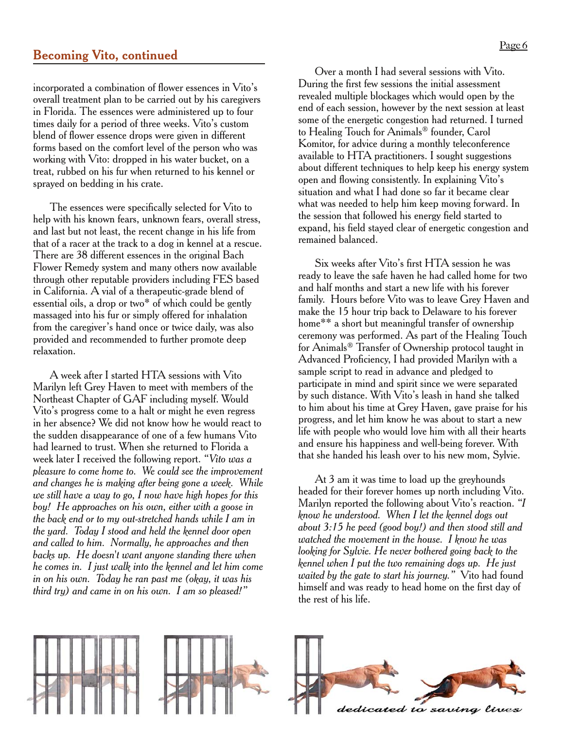## Becoming Vito, continued

incorporated a combination of flower essences in Vito's overall treatment plan to be carried out by his caregivers in Florida. The essences were administered up to four times daily for a period of three weeks. Vito's custom blend of flower essence drops were given in different forms based on the comfort level of the person who was working with Vito: dropped in his water bucket, on a treat, rubbed on his fur when returned to his kennel or sprayed on bedding in his crate.

The essences were specifically selected for Vito to help with his known fears, unknown fears, overall stress, and last but not least, the recent change in his life from that of a racer at the track to a dog in kennel at a rescue. There are 38 different essences in the original Bach Flower Remedy system and many others now available through other reputable providers including FES based in California. A vial of a therapeutic-grade blend of essential oils, a drop or two* of which could be gently massaged into his fur or simply offered for inhalation from the caregiver's hand once or twice daily, was also provided and recommended to further promote deep relaxation.

A week after I started HTA sessions with Vito Marilyn left Grey Haven to meet with members of the Northeast Chapter of GAF including myself. Would Vito's progress come to a halt or might he even regress in her absence? We did not know how he would react to the sudden disappearance of one of a few humans Vito had learned to trust. When she returned to Florida a week later I received the following report. *"Vito was a pleasure to come home to. We could see the improvement and changes he is making after being gone a week. While we still have a way to go, I now have high hopes for this boy! He approaches on his own, either with a goose in the back end or to my out-stretched hands while I am in the yard. Today I stood and held the kennel door open and called to him. Normally, he approaches and then backs up. He doesn't want anyone standing there when he comes in. I just walk into the kennel and let him come in on his own. Today he ran past me (okay, it was his third try) and came in on his own. I am so pleased!"*

Over a month I had several sessions with Vito. During the first few sessions the initial assessment revealed multiple blockages which would open by the end of each session, however by the next session at least some of the energetic congestion had returned. I turned to Healing Touch for Animals® founder, Carol Komitor, for advice during a monthly teleconference available to HTA practitioners. I sought suggestions about different techniques to help keep his energy system open and flowing consistently. In explaining Vito's situation and what I had done so far it became clear what was needed to help him keep moving forward. In the session that followed his energy field started to expand, his field stayed clear of energetic congestion and remained balanced.

Six weeks after Vito's first HTA session he was ready to leave the safe haven he had called home for two and half months and start a new life with his forever family. Hours before Vito was to leave Grey Haven and make the 15 hour trip back to Delaware to his forever home** a short but meaningful transfer of ownership ceremony was performed. As part of the Healing Touch for Animals® Transfer of Ownership protocol taught in Advanced Proficiency, I had provided Marilyn with a sample script to read in advance and pledged to participate in mind and spirit since we were separated by such distance. With Vito's leash in hand she talked to him about his time at Grey Haven, gave praise for his progress, and let him know he was about to start a new life with people who would love him with all their hearts and ensure his happiness and well-being forever. With that she handed his leash over to his new mom, Sylvie.

At 3 am it was time to load up the greyhounds headed for their forever homes up north including Vito. Marilyn reported the following about Vito's reaction. *"I know he understood. When I let the kennel dogs out about 3:15 he peed (good boy!) and then stood still and watched the movement in the house. I know he was looking for Sylvie. He never bothered going back to the kennel when I put the two remaining dogs up. He just waited by the gate to start his journey."* Vito had found himself and was ready to head home on the first day of the rest of his life.

*dedicated to saving lives*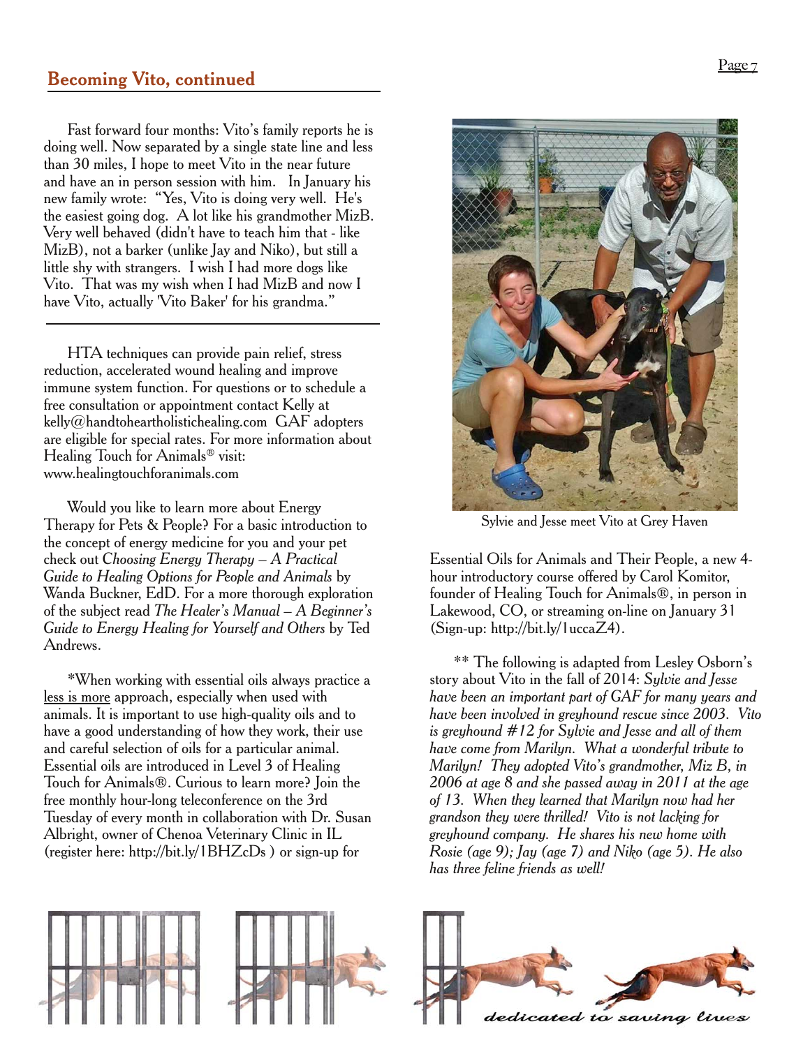## Becoming Vito, continued

Fast forward four months: Vito's family reports he is doing well. Now separated by a single state line and less than 30 miles, I hope to meet Vito in the near future and have an in person session with him. In January his new family wrote: "Yes, Vito is doing very well. He's the easiest going dog. A lot like his grandmother MizB. Very well behaved (didn't have to teach him that - like MizB), not a barker (unlike Jay and Niko), but still a little shy with strangers. I wish I had more dogs like Vito. That was my wish when I had MizB and now I have Vito, actually 'Vito Baker' for his grandma."

---

HTA techniques can provide pain relief, stress reduction, accelerated wound healing and improve immune system function. For questions or to schedule a free consultation or appointment contact Kelly at kelly@handtoheartholistichealing.com GAF adopters are eligible for special rates. For more information about Healing Touch for Animals® visit: www.healingtouchforanimals.com

Would you like to learn more about Energy Therapy for Pets & People? For a basic introduction to the concept of energy medicine for you and your pet check out *Choosing Energy Therapy – A Practical Guide to Healing Options for People and Animals* by Wanda Buckner, EdD. For a more thorough exploration of the subject read *The Healer's Manual – A Beginner's Guide to Energy Healing for Yourself and Others* by Ted Andrews.

*When working with essential oils always practice a less is more approach, especially when used with animals. It is important to use high-quality oils and to have a good understanding of how they work, their use and careful selection of oils for a particular animal. Essential oils are introduced in Level 3 of Healing Touch for Animals®. Curious to learn more? Join the free monthly hour-long teleconference on the 3rd Tuesday of every month in collaboration with Dr. Susan Albright, owner of Chenoa Veterinary Clinic in IL (register here: http://bit.ly/1BHZcDs ) or sign-up for Essential Oils for Animals and Their People, a new 4-hour introductory course offered by Carol Komitor, founder of Healing Touch for Animals®, in person in Lakewood, CO, or streaming on-line on January 31 (Sign-up: http://bit.ly/1uccaZ4).

Sylvie and Jesse meet Vito at Grey Haven

** The following is adapted from Lesley Osborn's story about Vito in the fall of 2014: *Sylvie and Jesse have been an important part of GAF for many years and have been involved in greyhound rescue since 2003. Vito is greyhound #12 for Sylvie and Jesse and all of them have come from Marilyn. What a wonderful tribute to Marilyn! They adopted Vito's grandmother, Miz B, in 2006 at age 8 and she passed away in 2011 at the age of 13. When they learned that Marilyn now had her grandson they were thrilled! Vito is not lacking for greyhound company. He shares his new home with Rosie (age 9); Jay (age 7) and Niko (age 5). He also has three feline friends as well!*

*dedicated to saving lives*